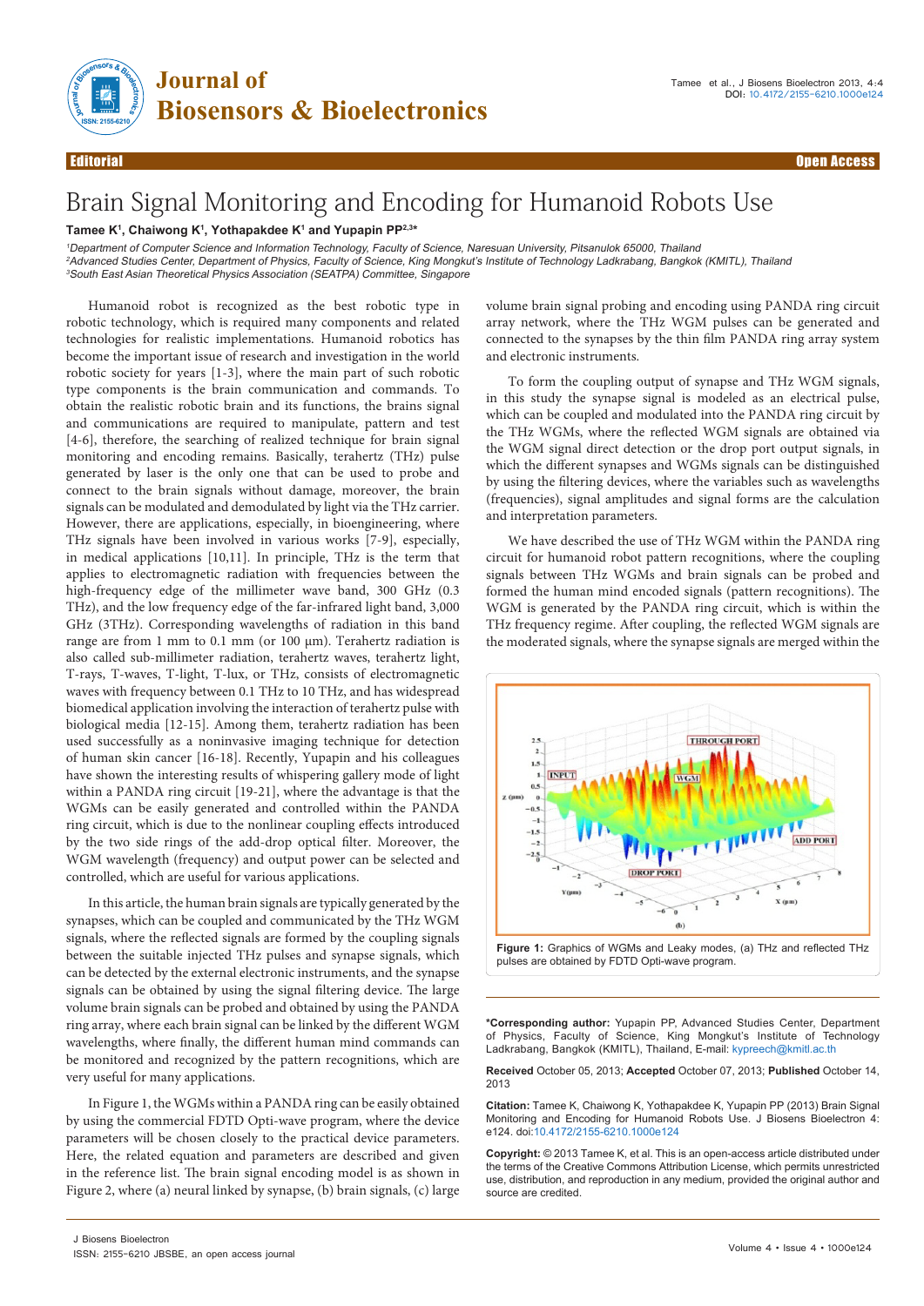Editorial

Open Access

# Brain Signal Monitoring and Encoding for Humanoid Robots Use

**Tamee K[1], Chaiwong K[1], Yothapakdee K[1] and Yupapin PP[2,3]***

[1]Department of Computer Science and Information Technology, Faculty of Science, Naresuan University, Pitsanulok 65000, Thailand
[2]Advanced Studies Center, Department of Physics, Faculty of Science, King Mongkut's Institute of Technology Ladkrabang, Bangkok (KMITL), Thailand
[3]South East Asian Theoretical Physics Association (SEATPA) Committee, Singapore

Humanoid robot is recognized as the best robotic type in robotic technology, which is required many components and related technologies for realistic implementations. Humanoid robotics has become the important issue of research and investigation in the world robotic society for years [1-3], where the main part of such robotic type components is the brain communication and commands. To obtain the realistic robotic brain and its functions, the brains signal and communications are required to manipulate, pattern and test [4-6], therefore, the searching of realized technique for brain signal monitoring and encoding remains. Basically, terahertz (THz) pulse generated by laser is the only one that can be used to probe and connect to the brain signals without damage, moreover, the brain signals can be modulated and demodulated by light via the THz carrier. However, there are applications, especially, in bioengineering, where THz signals have been involved in various works [7-9], especially, in medical applications [10,11]. In principle, THz is the term that applies to electromagnetic radiation with frequencies between the high-frequency edge of the millimeter wave band, 300 GHz (0.3 THz), and the low frequency edge of the far-infrared light band, 3,000 GHz (3THz). Corresponding wavelengths of radiation in this band range are from 1 mm to 0.1 mm (or 100 µm). Terahertz radiation is also called sub-millimeter radiation, terahertz waves, terahertz light, T-rays, T-waves, T-light, T-lux, or THz, consists of electromagnetic waves with frequency between 0.1 THz to 10 THz, and has widespread biomedical application involving the interaction of terahertz pulse with biological media [12-15]. Among them, terahertz radiation has been used successfully as a noninvasive imaging technique for detection of human skin cancer [16-18]. Recently, Yupapin and his colleagues have shown the interesting results of whispering gallery mode of light within a PANDA ring circuit [19-21], where the advantage is that the WGMs can be easily generated and controlled within the PANDA ring circuit, which is due to the nonlinear coupling effects introduced by the two side rings of the add-drop optical filter. Moreover, the WGM wavelength (frequency) and output power can be selected and controlled, which are useful for various applications.

In this article, the human brain signals are typically generated by the synapses, which can be coupled and communicated by the THz WGM signals, where the reflected signals are formed by the coupling signals between the suitable injected THz pulses and synapse signals, which can be detected by the external electronic instruments, and the synapse signals can be obtained by using the signal filtering device. The large volume brain signals can be probed and obtained by using the PANDA ring array, where each brain signal can be linked by the different WGM wavelengths, where finally, the different human mind commands can be monitored and recognized by the pattern recognitions, which are very useful for many applications.

In Figure 1, the WGMs within a PANDA ring can be easily obtained by using the commercial FDTD Opti-wave program, where the device parameters will be chosen closely to the practical device parameters. Here, the related equation and parameters are described and given in the reference list. The brain signal encoding model is as shown in Figure 2, where (a) neural linked by synapse, (b) brain signals, (c) large volume brain signal probing and encoding using PANDA ring circuit array network, where the THz WGM pulses can be generated and connected to the synapses by the thin film PANDA ring array system and electronic instruments.

To form the coupling output of synapse and THz WGM signals, in this study the synapse signal is modeled as an electrical pulse, which can be coupled and modulated into the PANDA ring circuit by the THz WGMs, where the reflected WGM signals are obtained via the WGM signal direct detection or the drop port output signals, in which the different synapses and WGMs signals can be distinguished by using the filtering devices, where the variables such as wavelengths (frequencies), signal amplitudes and signal forms are the calculation and interpretation parameters.

We have described the use of THz WGM within the PANDA ring circuit for humanoid robot pattern recognitions, where the coupling signals between THz WGMs and brain signals can be probed and formed the human mind encoded signals (pattern recognitions). The WGM is generated by the PANDA ring circuit, which is within the THz frequency regime. After coupling, the reflected WGM signals are the moderated signals, where the synapse signals are merged within the

Figure 1: Graphics of WGMs and Leaky modes, (a) THz and reflected THz pulses are obtained by FDTD Opti-wave program.

***Corresponding author:** Yupapin PP, Advanced Studies Center, Department of Physics, Faculty of Science, King Mongkut's Institute of Technology Ladkrabang, Bangkok (KMITL), Thailand, E-mail: kypreech@kmitl.ac.th

**Received** October 05, 2013; **Accepted** October 07, 2013; **Published** October 14, 2013

**Citation:** Tamee K, Chaiwong K, Yothapakdee K, Yupapin PP (2013) Brain Signal Monitoring and Encoding for Humanoid Robots Use. J Biosens Bioelectron 4: e124. doi:10.4172/2155-6210.1000e124

**Copyright:** © 2013 Tamee K, et al. This is an open-access article distributed under the terms of the Creative Commons Attribution License, which permits unrestricted use, distribution, and reproduction in any medium, provided the original author and source are credited.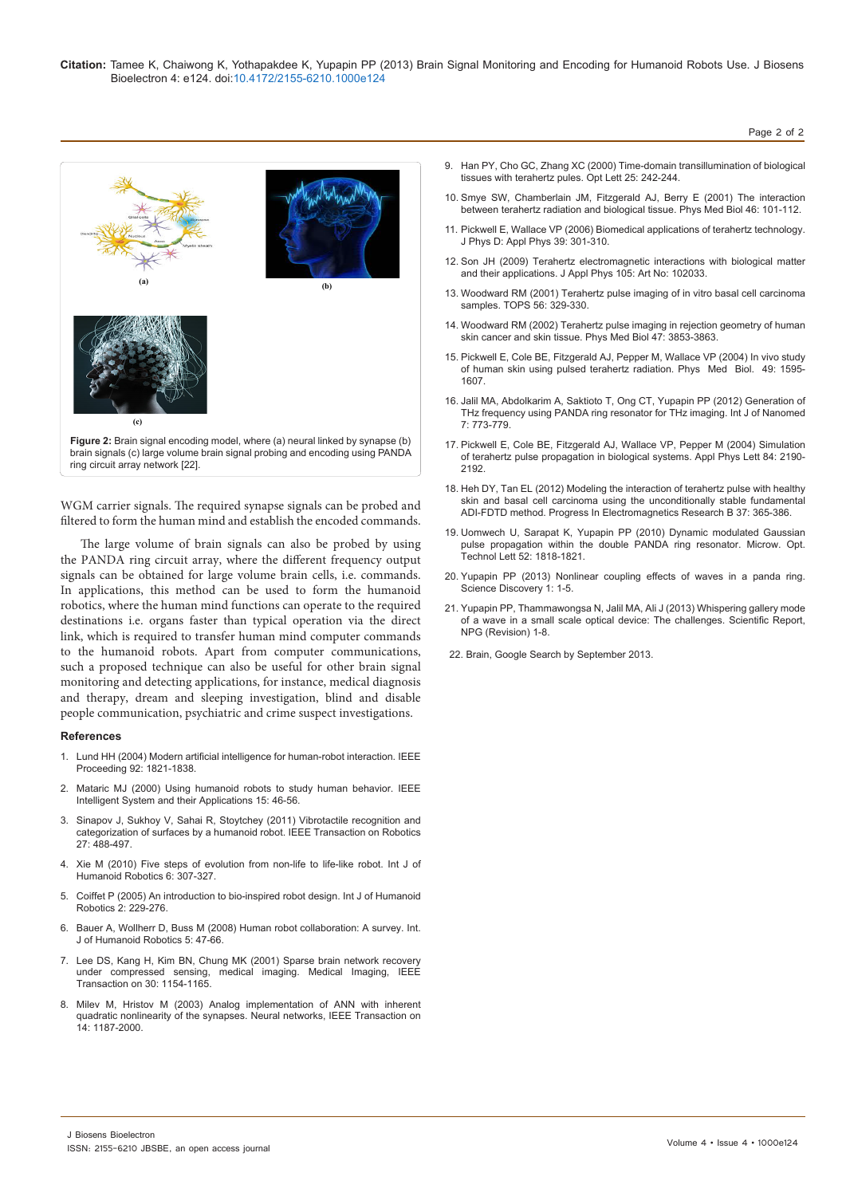**Figure 2:** Brain signal encoding model, where (a) neural linked by synapse (b) brain signals (c) large volume brain signal probing and encoding using PANDA ring circuit array network [22].

WGM carrier signals. The required synapse signals can be probed and filtered to form the human mind and establish the encoded commands.

The large volume of brain signals can also be probed by using the PANDA ring circuit array, where the different frequency output signals can be obtained for large volume brain cells, i.e. commands. In applications, this method can be used to form the humanoid robotics, where the human mind functions can operate to the required destinations i.e. organs faster than typical operation via the direct link, which is required to transfer human mind computer commands to the humanoid robots. Apart from computer communications, such a proposed technique can also be useful for other brain signal monitoring and detecting applications, for instance, medical diagnosis and therapy, dream and sleeping investigation, blind and disable people communication, psychiatric and crime suspect investigations.

## References

1. Lund HH (2004) Modern artificial intelligence for human-robot interaction. IEEE Proceeding 92: 1821-1838.
2. Mataric MJ (2000) Using humanoid robots to study human behavior. IEEE Intelligent System and their Applications 15: 46-56.
3. Sinapov J, Sukhoy V, Sahai R, Stoytchey (2011) Vibrotactile recognition and categorization of surfaces by a humanoid robot. IEEE Transaction on Robotics 27: 488-497.
4. Xie M (2010) Five steps of evolution from non-life to life-like robot. Int J of Humanoid Robotics 6: 307-327.
5. Coiffet P (2005) An introduction to bio-inspired robot design. Int J of Humanoid Robotics 2: 229-276.
6. Bauer A, Wollherr D, Buss M (2008) Human robot collaboration: A survey. Int. J of Humanoid Robotics 5: 47-66.
7. Lee DS, Kang H, Kim BN, Chung MK (2001) Sparse brain network recovery under compressed sensing, medical imaging. Medical Imaging, IEEE Transaction on 30: 1154-1165.
8. Milev M, Hristov M (2003) Analog implementation of ANN with inherent quadratic nonlinearity of the synapses. Neural networks, IEEE Transaction on 14: 1187-2000.
9. Han PY, Cho GC, Zhang XC (2000) Time-domain transillumination of biological tissues with terahertz pules. Opt Lett 25: 242-244.
10. Smye SW, Chamberlain JM, Fitzgerald AJ, Berry E (2001) The interaction between terahertz radiation and biological tissue. Phys Med Biol 46: 101-112.
11. Pickwell E, Wallace VP (2006) Biomedical applications of terahertz technology. J Phys D: Appl Phys 39: 301-310.
12. Son JH (2009) Terahertz electromagnetic interactions with biological matter and their applications. J Appl Phys 105: Art No: 102033.
13. Woodward RM (2001) Terahertz pulse imaging of in vitro basal cell carcinoma samples. TOPS 56: 329-330.
14. Woodward RM (2002) Terahertz pulse imaging in rejection geometry of human skin cancer and skin tissue. Phys Med Biol 47: 3853-3863.
15. Pickwell E, Cole BE, Fitzgerald AJ, Pepper M, Wallace VP (2004) In vivo study of human skin using pulsed terahertz radiation. Phys Med Biol. 49: 1595-1607.
16. Jalil MA, Abdolkarim A, Saktioto T, Ong CT, Yupapin PP (2012) Generation of THz frequency using PANDA ring resonator for THz imaging. Int J of Nanomed 7: 773-779.
17. Pickwell E, Cole BE, Fitzgerald AJ, Wallace VP, Pepper M (2004) Simulation of terahertz pulse propagation in biological systems. Appl Phys Lett 84: 2190-2192.
18. Heh DY, Tan EL (2012) Modeling the interaction of terahertz pulse with healthy skin and basal cell carcinoma using the unconditionally stable fundamental ADI-FDTD method. Progress In Electromagnetics Research B 37: 365-386.
19. Uomwech U, Sarapat K, Yupapin PP (2010) Dynamic modulated Gaussian pulse propagation within the double PANDA ring resonator. Microw. Opt. Technol Lett 52: 1818-1821.
20. Yupapin PP (2013) Nonlinear coupling effects of waves in a panda ring. Science Discovery 1: 1-5.
21. Yupapin PP, Thammawongsa N, Jalil MA, Ali J (2013) Whispering gallery mode of a wave in a small scale optical device: The challenges. Scientific Report, NPG (Revision) 1-8.
22. Brain, Google Search by September 2013.